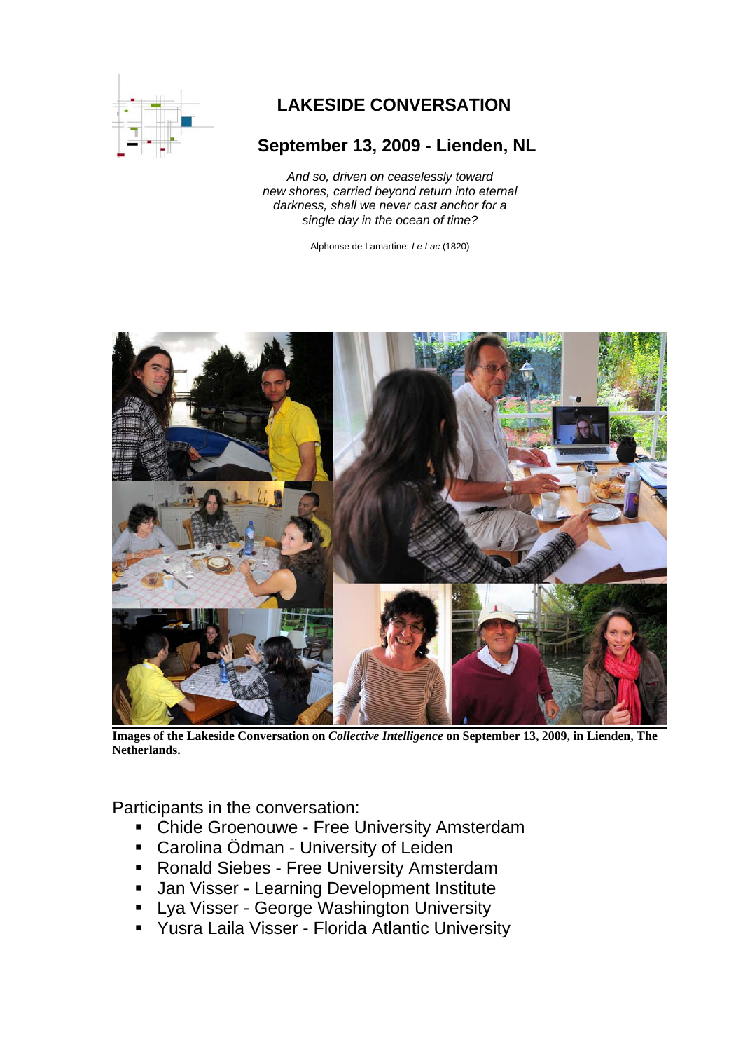# LAKESIDE CONVERSATION

## September 13, 2009 - Lienden, NL

*And so, driven on ceaselessly toward new shores, carried beyond return into eternal darkness, shall we never cast anchor for a single day in the ocean of time?*

Alphonse de Lamartine: *Le Lac* (1820)

**Images of the Lakeside Conversation on *Collective Intelligence* on September 13, 2009, in Lienden, The Netherlands.**

Participants in the conversation:

- Chide Groenouwe - Free University Amsterdam
- Carolina Ödman - University of Leiden
- Ronald Siebes - Free University Amsterdam
- Jan Visser - Learning Development Institute
- Lya Visser - George Washington University
- Yusra Laila Visser - Florida Atlantic University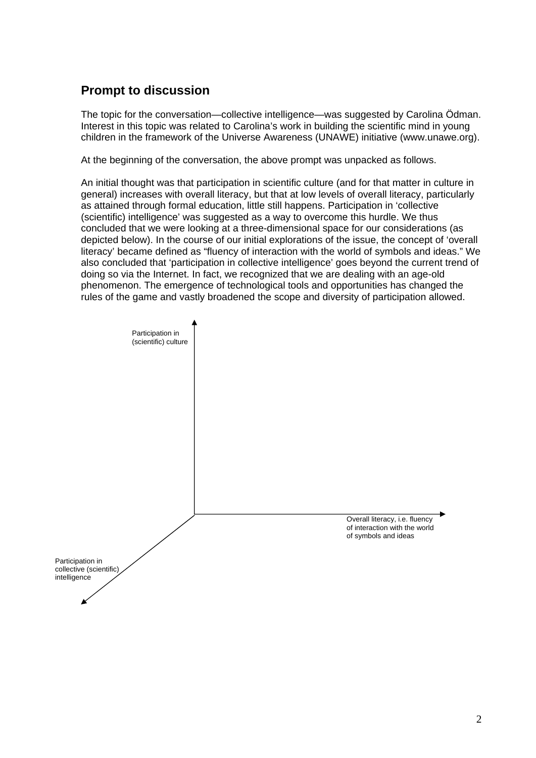## Prompt to discussion

The topic for the conversation—collective intelligence—was suggested by Carolina Ödman. Interest in this topic was related to Carolina's work in building the scientific mind in young children in the framework of the Universe Awareness (UNAWE) initiative (www.unawe.org).

At the beginning of the conversation, the above prompt was unpacked as follows.

An initial thought was that participation in scientific culture (and for that matter in culture in general) increases with overall literacy, but that at low levels of overall literacy, particularly as attained through formal education, little still happens. Participation in 'collective (scientific) intelligence' was suggested as a way to overcome this hurdle. We thus concluded that we were looking at a three-dimensional space for our considerations (as depicted below). In the course of our initial explorations of the issue, the concept of 'overall literacy' became defined as "fluency of interaction with the world of symbols and ideas." We also concluded that 'participation in collective intelligence' goes beyond the current trend of doing so via the Internet. In fact, we recognized that we are dealing with an age-old phenomenon. The emergence of technological tools and opportunities has changed the rules of the game and vastly broadened the scope and diversity of participation allowed.

Participation in (scientific) culture

Overall literacy, i.e. fluency of interaction with the world of symbols and ideas

Participation in collective (scientific) intelligence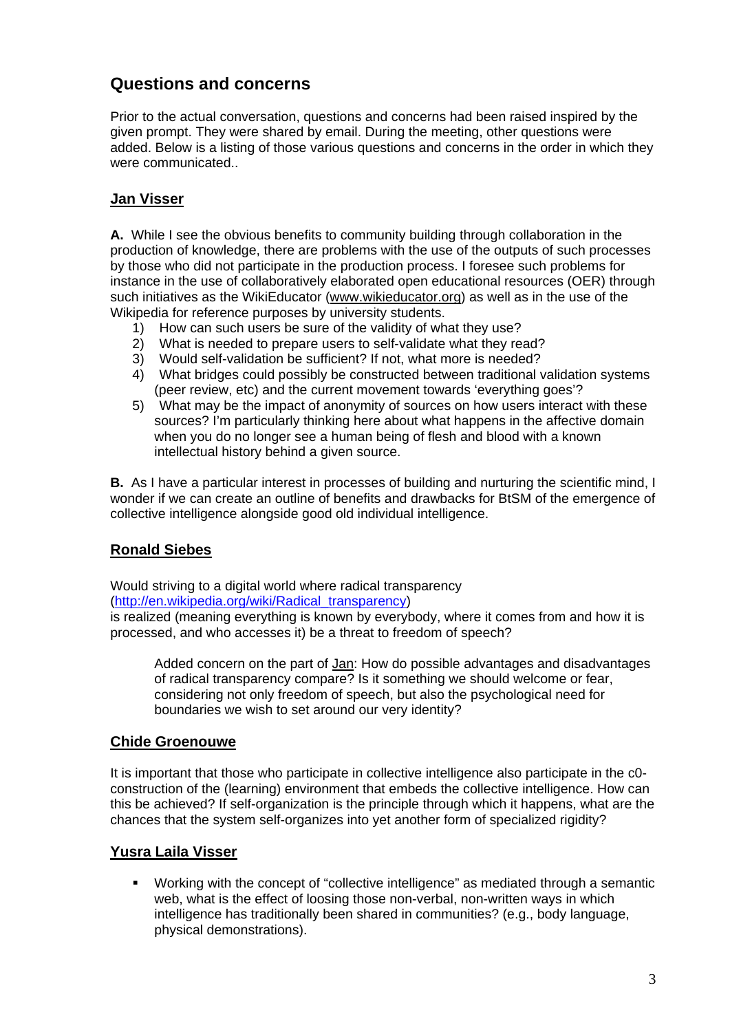## Questions and concerns

Prior to the actual conversation, questions and concerns had been raised inspired by the given prompt. They were shared by email. During the meeting, other questions were added. Below is a listing of those various questions and concerns in the order in which they were communicated..

### Jan Visser

**A.** While I see the obvious benefits to community building through collaboration in the production of knowledge, there are problems with the use of the outputs of such processes by those who did not participate in the production process. I foresee such problems for instance in the use of collaboratively elaborated open educational resources (OER) through such initiatives as the WikiEducator (www.wikieducator.org) as well as in the use of the Wikipedia for reference purposes by university students.

1) How can such users be sure of the validity of what they use?
2) What is needed to prepare users to self-validate what they read?
3) Would self-validation be sufficient? If not, what more is needed?
4) What bridges could possibly be constructed between traditional validation systems (peer review, etc) and the current movement towards 'everything goes'?
5) What may be the impact of anonymity of sources on how users interact with these sources? I'm particularly thinking here about what happens in the affective domain when you do no longer see a human being of flesh and blood with a known intellectual history behind a given source.

**B.** As I have a particular interest in processes of building and nurturing the scientific mind, I wonder if we can create an outline of benefits and drawbacks for BtSM of the emergence of collective intelligence alongside good old individual intelligence.

### Ronald Siebes

Would striving to a digital world where radical transparency (http://en.wikipedia.org/wiki/Radical_transparency) is realized (meaning everything is known by everybody, where it comes from and how it is processed, and who accesses it) be a threat to freedom of speech?

> Added concern on the part of Jan: How do possible advantages and disadvantages of radical transparency compare? Is it something we should welcome or fear, considering not only freedom of speech, but also the psychological need for boundaries we wish to set around our very identity?

### Chide Groenouwe

It is important that those who participate in collective intelligence also participate in the c0-construction of the (learning) environment that embeds the collective intelligence. How can this be achieved? If self-organization is the principle through which it happens, what are the chances that the system self-organizes into yet another form of specialized rigidity?

### Yusra Laila Visser

- Working with the concept of "collective intelligence" as mediated through a semantic web, what is the effect of loosing those non-verbal, non-written ways in which intelligence has traditionally been shared in communities? (e.g., body language, physical demonstrations).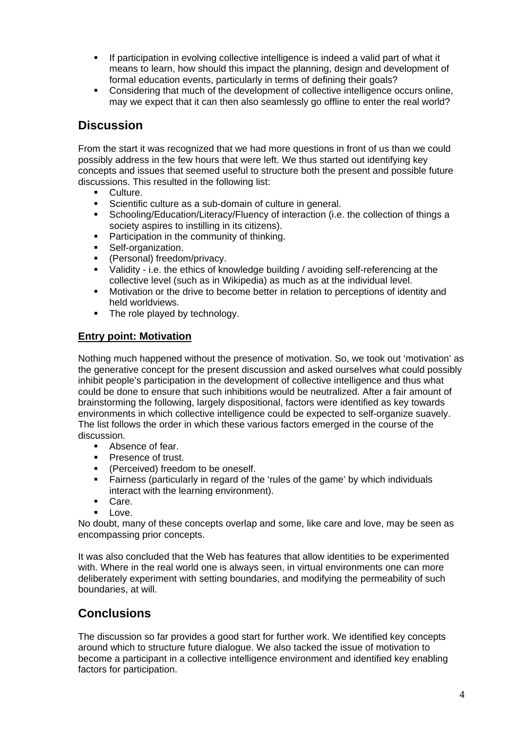- If participation in evolving collective intelligence is indeed a valid part of what it means to learn, how should this impact the planning, design and development of formal education events, particularly in terms of defining their goals?
- Considering that much of the development of collective intelligence occurs online, may we expect that it can then also seamlessly go offline to enter the real world?

## Discussion

From the start it was recognized that we had more questions in front of us than we could possibly address in the few hours that were left. We thus started out identifying key concepts and issues that seemed useful to structure both the present and possible future discussions. This resulted in the following list:

- Culture.
- Scientific culture as a sub-domain of culture in general.
- Schooling/Education/Literacy/Fluency of interaction (i.e. the collection of things a society aspires to instilling in its citizens).
- Participation in the community of thinking.
- Self-organization.
- (Personal) freedom/privacy.
- Validity - i.e. the ethics of knowledge building / avoiding self-referencing at the collective level (such as in Wikipedia) as much as at the individual level.
- Motivation or the drive to become better in relation to perceptions of identity and held worldviews.
- The role played by technology.

### Entry point: Motivation

Nothing much happened without the presence of motivation. So, we took out 'motivation' as the generative concept for the present discussion and asked ourselves what could possibly inhibit people's participation in the development of collective intelligence and thus what could be done to ensure that such inhibitions would be neutralized. After a fair amount of brainstorming the following, largely dispositional, factors were identified as key towards environments in which collective intelligence could be expected to self-organize suavely. The list follows the order in which these various factors emerged in the course of the discussion.

- Absence of fear.
- Presence of trust.
- (Perceived) freedom to be oneself.
- Fairness (particularly in regard of the 'rules of the game' by which individuals interact with the learning environment).
- Care.
- Love.

No doubt, many of these concepts overlap and some, like care and love, may be seen as encompassing prior concepts.

It was also concluded that the Web has features that allow identities to be experimented with. Where in the real world one is always seen, in virtual environments one can more deliberately experiment with setting boundaries, and modifying the permeability of such boundaries, at will.

## Conclusions

The discussion so far provides a good start for further work. We identified key concepts around which to structure future dialogue. We also tacked the issue of motivation to become a participant in a collective intelligence environment and identified key enabling factors for participation.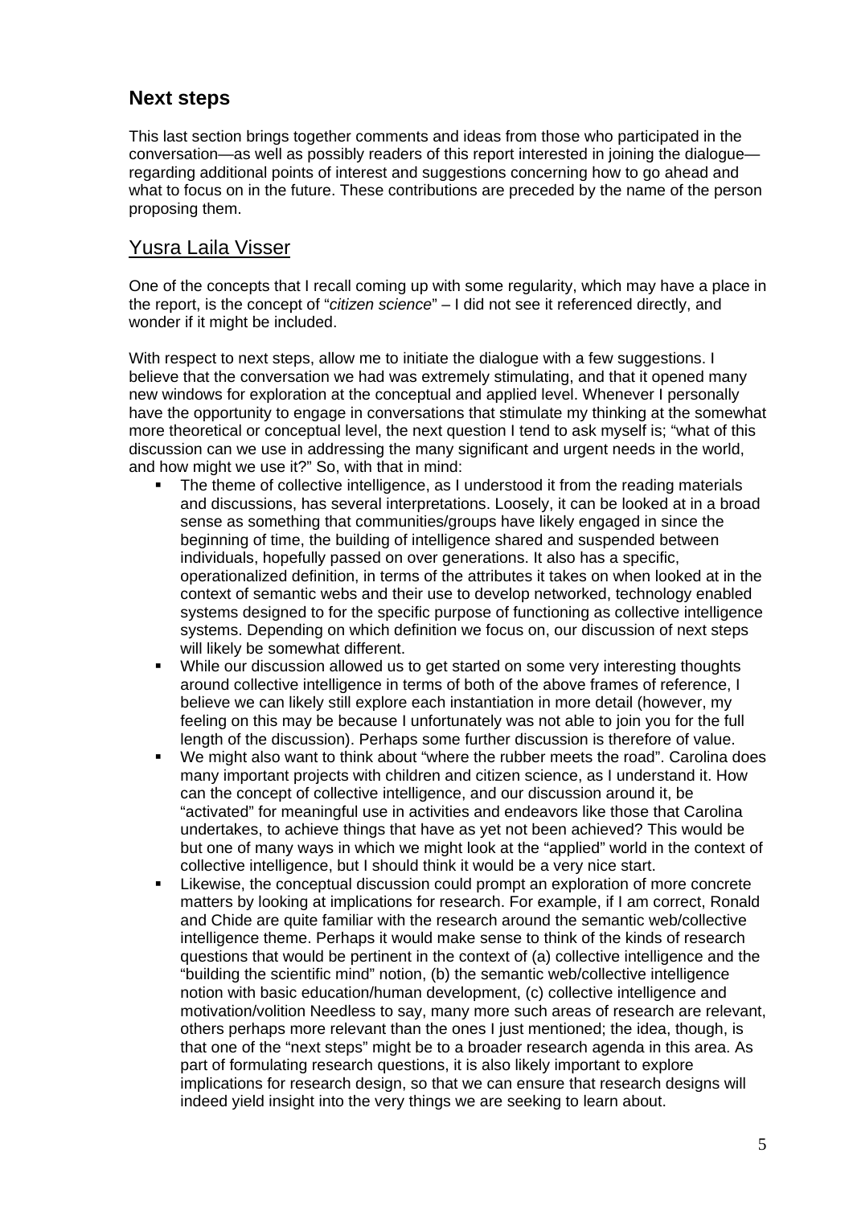## Next steps

This last section brings together comments and ideas from those who participated in the conversation—as well as possibly readers of this report interested in joining the dialogue—regarding additional points of interest and suggestions concerning how to go ahead and what to focus on in the future. These contributions are preceded by the name of the person proposing them.

## Yusra Laila Visser

One of the concepts that I recall coming up with some regularity, which may have a place in the report, is the concept of "*citizen science*" – I did not see it referenced directly, and wonder if it might be included.

With respect to next steps, allow me to initiate the dialogue with a few suggestions. I believe that the conversation we had was extremely stimulating, and that it opened many new windows for exploration at the conceptual and applied level. Whenever I personally have the opportunity to engage in conversations that stimulate my thinking at the somewhat more theoretical or conceptual level, the next question I tend to ask myself is; "what of this discussion can we use in addressing the many significant and urgent needs in the world, and how might we use it?" So, with that in mind:

- The theme of collective intelligence, as I understood it from the reading materials and discussions, has several interpretations. Loosely, it can be looked at in a broad sense as something that communities/groups have likely engaged in since the beginning of time, the building of intelligence shared and suspended between individuals, hopefully passed on over generations. It also has a specific, operationalized definition, in terms of the attributes it takes on when looked at in the context of semantic webs and their use to develop networked, technology enabled systems designed to for the specific purpose of functioning as collective intelligence systems. Depending on which definition we focus on, our discussion of next steps will likely be somewhat different.
- While our discussion allowed us to get started on some very interesting thoughts around collective intelligence in terms of both of the above frames of reference, I believe we can likely still explore each instantiation in more detail (however, my feeling on this may be because I unfortunately was not able to join you for the full length of the discussion). Perhaps some further discussion is therefore of value.
- We might also want to think about "where the rubber meets the road". Carolina does many important projects with children and citizen science, as I understand it. How can the concept of collective intelligence, and our discussion around it, be "activated" for meaningful use in activities and endeavors like those that Carolina undertakes, to achieve things that have as yet not been achieved? This would be but one of many ways in which we might look at the "applied" world in the context of collective intelligence, but I should think it would be a very nice start.
- Likewise, the conceptual discussion could prompt an exploration of more concrete matters by looking at implications for research. For example, if I am correct, Ronald and Chide are quite familiar with the research around the semantic web/collective intelligence theme. Perhaps it would make sense to think of the kinds of research questions that would be pertinent in the context of (a) collective intelligence and the "building the scientific mind" notion, (b) the semantic web/collective intelligence notion with basic education/human development, (c) collective intelligence and motivation/volition Needless to say, many more such areas of research are relevant, others perhaps more relevant than the ones I just mentioned; the idea, though, is that one of the "next steps" might be to a broader research agenda in this area. As part of formulating research questions, it is also likely important to explore implications for research design, so that we can ensure that research designs will indeed yield insight into the very things we are seeking to learn about.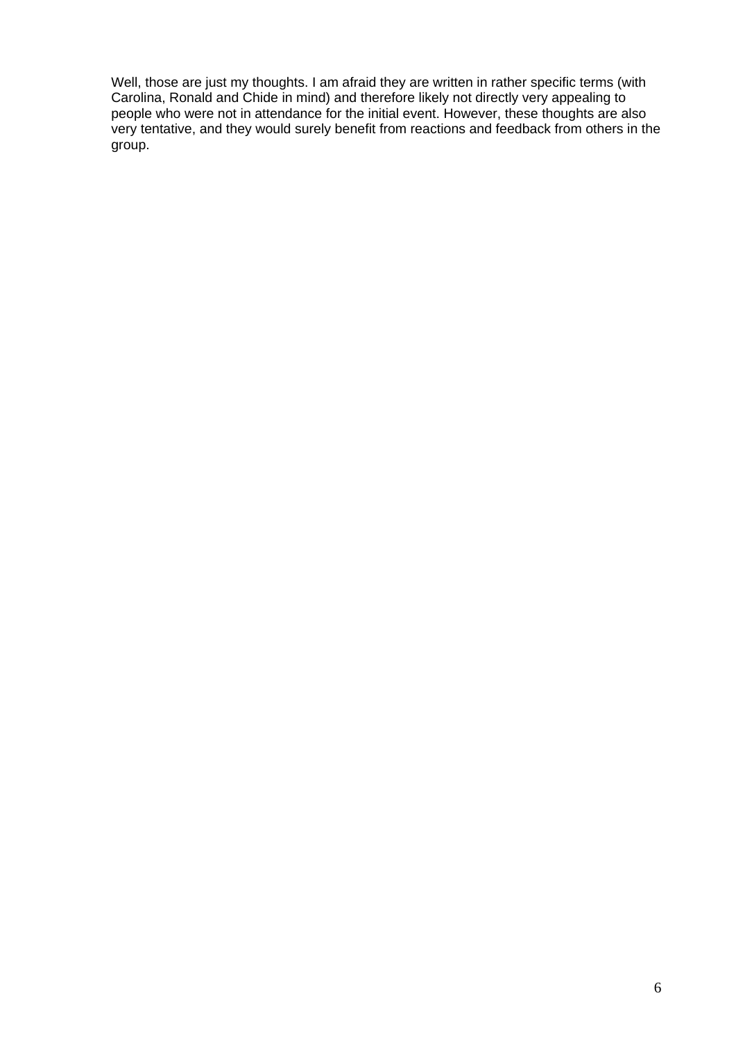Well, those are just my thoughts. I am afraid they are written in rather specific terms (with Carolina, Ronald and Chide in mind) and therefore likely not directly very appealing to people who were not in attendance for the initial event. However, these thoughts are also very tentative, and they would surely benefit from reactions and feedback from others in the group.